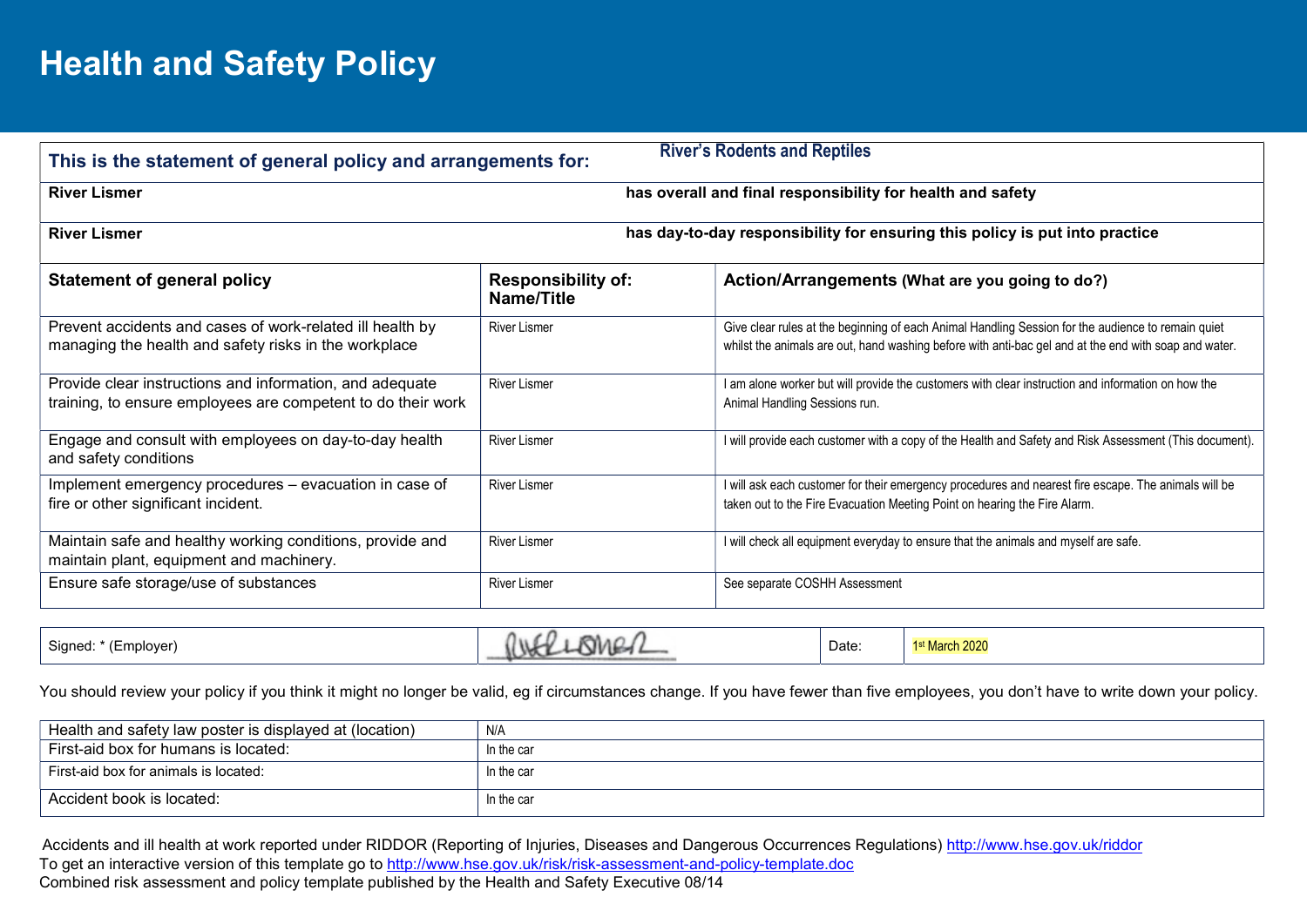# Health and Safety Policy

| This is the statement of general policy and arrangements for: | River's Rodents and Reptiles | |
|---|---|---|
| **River Lismer** | **has overall and final responsibility for health and safety** | |
| **River Lismer** | **has day-to-day responsibility for ensuring this policy is put into practice** | |
| **Statement of general policy** | **Responsibility of: Name/Title** | **Action/Arrangements (What are you going to do?)** |
| Prevent accidents and cases of work-related ill health by managing the health and safety risks in the workplace | River Lismer | Give clear rules at the beginning of each Animal Handling Session for the audience to remain quiet whilst the animals are out, hand washing before with anti-bac gel and at the end with soap and water. |
| Provide clear instructions and information, and adequate training, to ensure employees are competent to do their work | River Lismer | I am alone worker but will provide the customers with clear instruction and information on how the Animal Handling Sessions run. |
| Engage and consult with employees on day-to-day health and safety conditions | River Lismer | I will provide each customer with a copy of the Health and Safety and Risk Assessment (This document). |
| Implement emergency procedures – evacuation in case of fire or other significant incident. | River Lismer | I will ask each customer for their emergency procedures and nearest fire escape. The animals will be taken out to the Fire Evacuation Meeting Point on hearing the Fire Alarm. |
| Maintain safe and healthy working conditions, provide and maintain plant, equipment and machinery. | River Lismer | I will check all equipment everyday to ensure that the animals and myself are safe. |
| Ensure safe storage/use of substances | River Lismer | See separate COSHH Assessment |

| Signed: * (Employer) | RLismer | Date: | 1st March 2020 |
|---|---|---|---|

You should review your policy if you think it might no longer be valid, eg if circumstances change. If you have fewer than five employees, you don't have to write down your policy.

| Health and safety law poster is displayed at (location) | N/A |
|---|---|
| First-aid box for humans is located: | In the car |
| First-aid box for animals is located: | In the car |
| Accident book is located: | In the car |

Accidents and ill health at work reported under RIDDOR (Reporting of Injuries, Diseases and Dangerous Occurrences Regulations) http://www.hse.gov.uk/riddor

To get an interactive version of this template go to http://www.hse.gov.uk/risk/risk-assessment-and-policy-template.doc

Combined risk assessment and policy template published by the Health and Safety Executive 08/14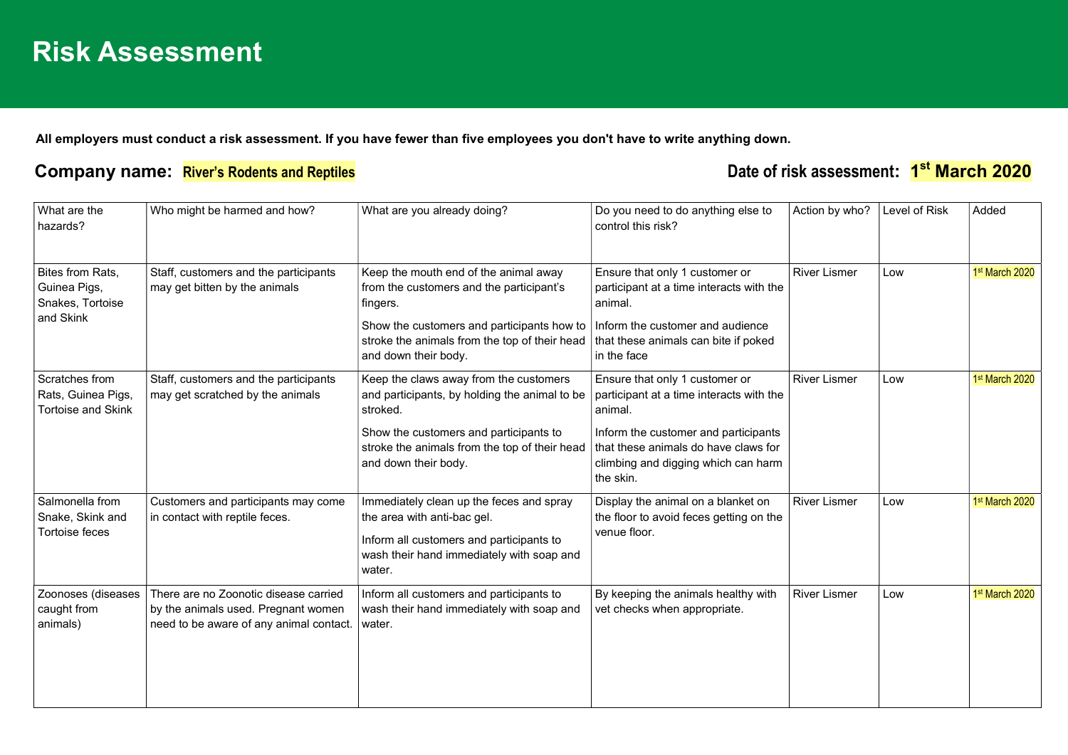# Risk Assessment

**All employers must conduct a risk assessment. If you have fewer than five employees you don't have to write anything down.**

**Company name:** **River's Rodents and Reptiles**

**Date of risk assessment:** **1st March 2020**

| What are the hazards? | Who might be harmed and how? | What are you already doing? | Do you need to do anything else to control this risk? | Action by who? | Level of Risk | Added |
|---|---|---|---|---|---|---|
| Bites from Rats, Guinea Pigs, Snakes, Tortoise and Skink | Staff, customers and the participants may get bitten by the animals | Keep the mouth end of the animal away from the customers and the participant's fingers.<br><br>Show the customers and participants how to stroke the animals from the top of their head and down their body. | Ensure that only 1 customer or participant at a time interacts with the animal.<br><br>Inform the customer and audience that these animals can bite if poked in the face | River Lismer | Low | 1st March 2020 |
| Scratches from Rats, Guinea Pigs, Tortoise and Skink | Staff, customers and the participants may get scratched by the animals | Keep the claws away from the customers and participants, by holding the animal to be stroked.<br><br>Show the customers and participants to stroke the animals from the top of their head and down their body. | Ensure that only 1 customer or participant at a time interacts with the animal.<br><br>Inform the customer and participants that these animals do have claws for climbing and digging which can harm the skin. | River Lismer | Low | 1st March 2020 |
| Salmonella from Snake, Skink and Tortoise feces | Customers and participants may come in contact with reptile feces. | Immediately clean up the feces and spray the area with anti-bac gel.<br><br>Inform all customers and participants to wash their hand immediately with soap and water. | Display the animal on a blanket on the floor to avoid feces getting on the venue floor. | River Lismer | Low | 1st March 2020 |
| Zoonoses (diseases caught from animals) | There are no Zoonotic disease carried by the animals used. Pregnant women need to be aware of any animal contact. | Inform all customers and participants to wash their hand immediately with soap and water. | By keeping the animals healthy with vet checks when appropriate. | River Lismer | Low | 1st March 2020 |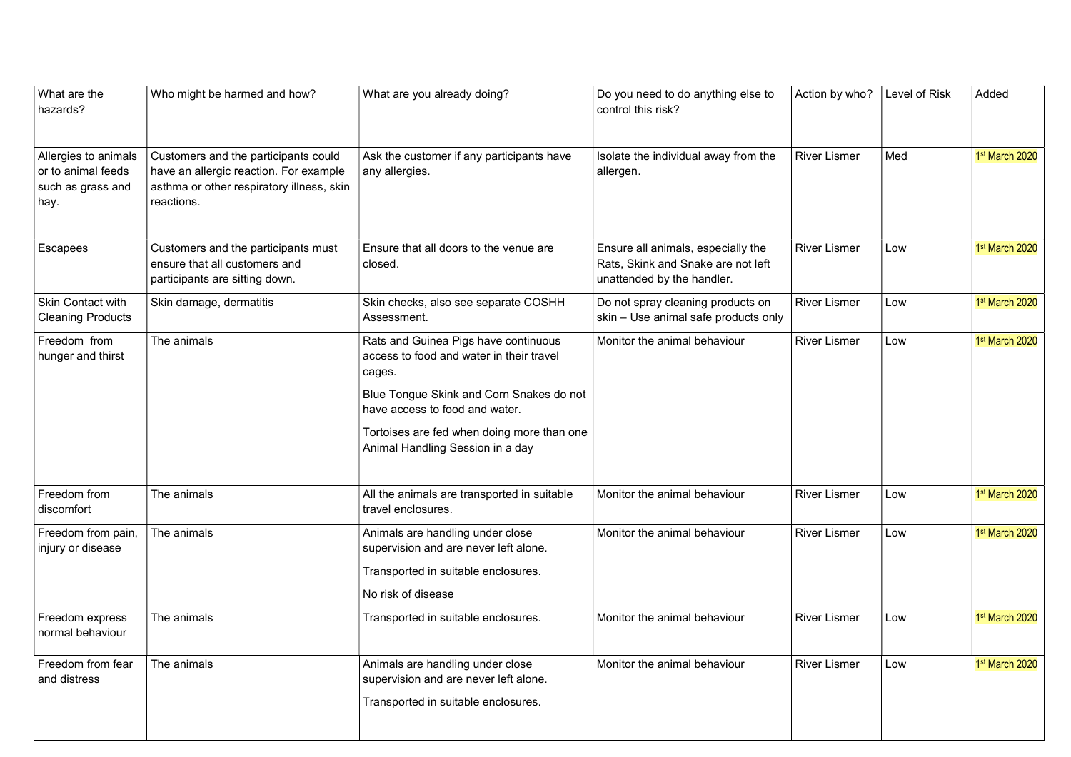| What are the hazards? | Who might be harmed and how? | What are you already doing? | Do you need to do anything else to control this risk? | Action by who? | Level of Risk | Added |
|---|---|---|---|---|---|---|
| Allergies to animals or to animal feeds such as grass and hay. | Customers and the participants could have an allergic reaction. For example asthma or other respiratory illness, skin reactions. | Ask the customer if any participants have any allergies. | Isolate the individual away from the allergen. | River Lismer | Med | 1st March 2020 |
| Escapees | Customers and the participants must ensure that all customers and participants are sitting down. | Ensure that all doors to the venue are closed. | Ensure all animals, especially the Rats, Skink and Snake are not left unattended by the handler. | River Lismer | Low | 1st March 2020 |
| Skin Contact with Cleaning Products | Skin damage, dermatitis | Skin checks, also see separate COSHH Assessment. | Do not spray cleaning products on skin – Use animal safe products only | River Lismer | Low | 1st March 2020 |
| Freedom from hunger and thirst | The animals | Rats and Guinea Pigs have continuous access to food and water in their travel cages.<br><br>Blue Tongue Skink and Corn Snakes do not have access to food and water.<br><br>Tortoises are fed when doing more than one Animal Handling Session in a day | Monitor the animal behaviour | River Lismer | Low | 1st March 2020 |
| Freedom from discomfort | The animals | All the animals are transported in suitable travel enclosures. | Monitor the animal behaviour | River Lismer | Low | 1st March 2020 |
| Freedom from pain, injury or disease | The animals | Animals are handling under close supervision and are never left alone.<br><br>Transported in suitable enclosures.<br><br>No risk of disease | Monitor the animal behaviour | River Lismer | Low | 1st March 2020 |
| Freedom express normal behaviour | The animals | Transported in suitable enclosures. | Monitor the animal behaviour | River Lismer | Low | 1st March 2020 |
| Freedom from fear and distress | The animals | Animals are handling under close supervision and are never left alone.<br><br>Transported in suitable enclosures. | Monitor the animal behaviour | River Lismer | Low | 1st March 2020 |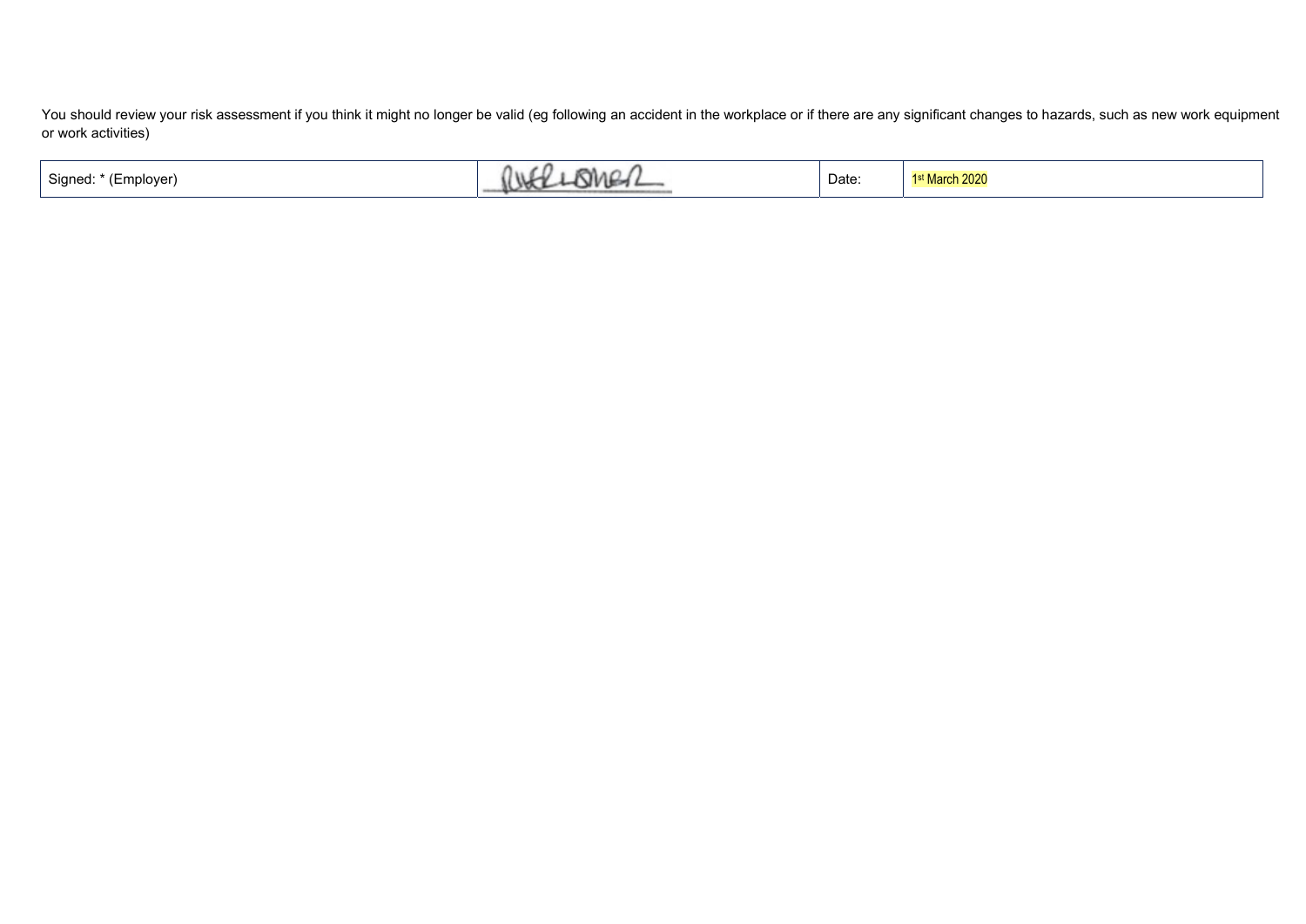You should review your risk assessment if you think it might no longer be valid (eg following an accident in the workplace or if there are any significant changes to hazards, such as new work equipment or work activities)

| Signed: * (Employer) | | Date: | 1st March 2020 |
| --- | --- | --- | --- |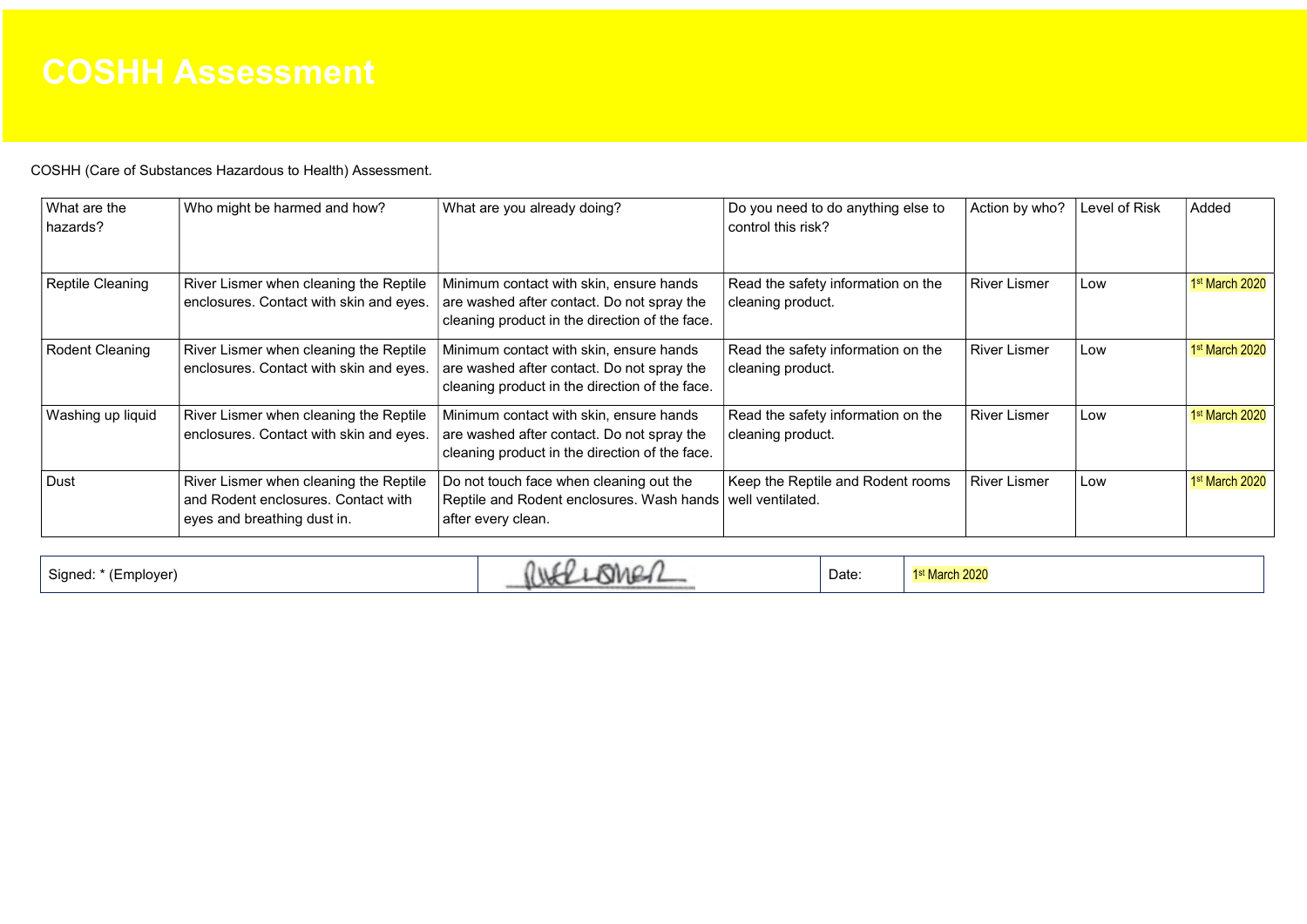# COSHH Assessment

COSHH (Care of Substances Hazardous to Health) Assessment.

| What are the hazards? | Who might be harmed and how? | What are you already doing? | Do you need to do anything else to control this risk? | Action by who? | Level of Risk | Added |
|---|---|---|---|---|---|---|
| Reptile Cleaning | River Lismer when cleaning the Reptile enclosures. Contact with skin and eyes. | Minimum contact with skin, ensure hands are washed after contact. Do not spray the cleaning product in the direction of the face. | Read the safety information on the cleaning product. | River Lismer | Low | 1st March 2020 |
| Rodent Cleaning | River Lismer when cleaning the Reptile enclosures. Contact with skin and eyes. | Minimum contact with skin, ensure hands are washed after contact. Do not spray the cleaning product in the direction of the face. | Read the safety information on the cleaning product. | River Lismer | Low | 1st March 2020 |
| Washing up liquid | River Lismer when cleaning the Reptile enclosures. Contact with skin and eyes. | Minimum contact with skin, ensure hands are washed after contact. Do not spray the cleaning product in the direction of the face. | Read the safety information on the cleaning product. | River Lismer | Low | 1st March 2020 |
| Dust | River Lismer when cleaning the Reptile and Rodent enclosures. Contact with eyes and breathing dust in. | Do not touch face when cleaning out the Reptile and Rodent enclosures. Wash hands after every clean. | Keep the Reptile and Rodent rooms well ventilated. | River Lismer | Low | 1st March 2020 |

| Signed: * (Employer) | RiverLismer | Date: | 1st March 2020 |
|---|---|---|---|